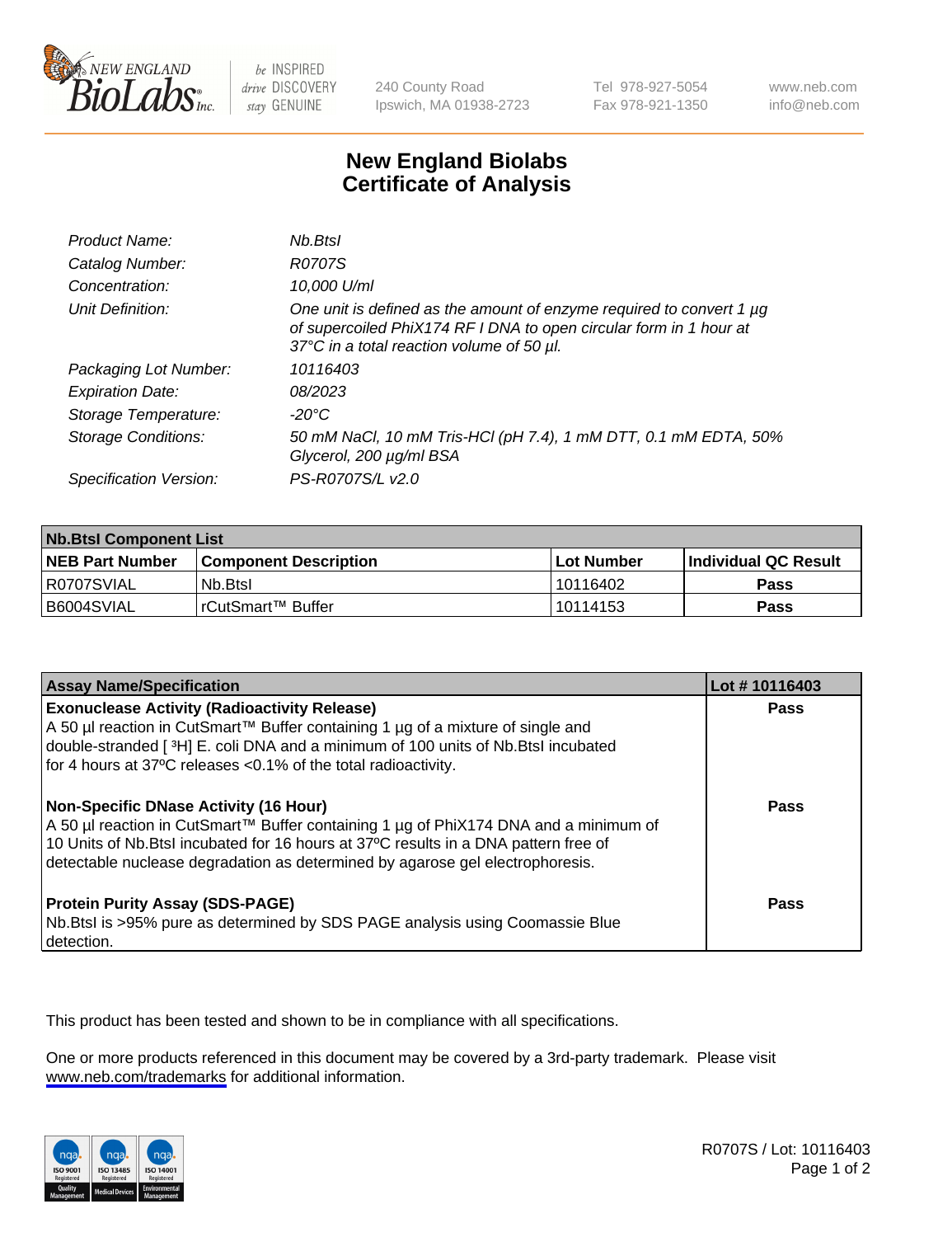New England BioLabs Inc. — be INSPIRED drive DISCOVERY stay GENUINE

240 County Road
Ipswich, MA 01938-2723

Tel 978-927-5054
Fax 978-921-1350

www.neb.com
info@neb.com

# New England Biolabs Certificate of Analysis

| | |
|---|---|
| *Product Name:* | *Nb.BtsI* |
| *Catalog Number:* | *R0707S* |
| *Concentration:* | *10,000 U/ml* |
| *Unit Definition:* | *One unit is defined as the amount of enzyme required to convert 1 µg of supercoiled PhiX174 RF I DNA to open circular form in 1 hour at 37°C in a total reaction volume of 50 µl.* |
| *Packaging Lot Number:* | *10116403* |
| *Expiration Date:* | *08/2023* |
| *Storage Temperature:* | *-20°C* |
| *Storage Conditions:* | *50 mM NaCl, 10 mM Tris-HCl (pH 7.4), 1 mM DTT, 0.1 mM EDTA, 50% Glycerol, 200 µg/ml BSA* |
| *Specification Version:* | *PS-R0707S/L v2.0* |

**Nb.BtsI Component List**

| NEB Part Number | Component Description | Lot Number | Individual QC Result |
|---|---|---|---|
| R0707SVIAL | Nb.BtsI | 10116402 | **Pass** |
| B6004SVIAL | rCutSmart™ Buffer | 10114153 | **Pass** |

| Assay Name/Specification | Lot # 10116403 |
|---|---|
| **Exonuclease Activity (Radioactivity Release)**<br>A 50 µl reaction in CutSmart™ Buffer containing 1 µg of a mixture of single and double-stranded [ $^{3}H$] E. coli DNA and a minimum of 100 units of Nb.BtsI incubated for 4 hours at 37ºC releases <0.1% of the total radioactivity. | **Pass** |
| **Non-Specific DNase Activity (16 Hour)**<br>A 50 µl reaction in CutSmart™ Buffer containing 1 µg of PhiX174 DNA and a minimum of 10 Units of Nb.BtsI incubated for 16 hours at 37ºC results in a DNA pattern free of detectable nuclease degradation as determined by agarose gel electrophoresis. | **Pass** |
| **Protein Purity Assay (SDS-PAGE)**<br>Nb.BtsI is >95% pure as determined by SDS PAGE analysis using Coomassie Blue detection. | **Pass** |

This product has been tested and shown to be in compliance with all specifications.

One or more products referenced in this document may be covered by a 3rd-party trademark. Please visit www.neb.com/trademarks for additional information.

R0707S / Lot: 10116403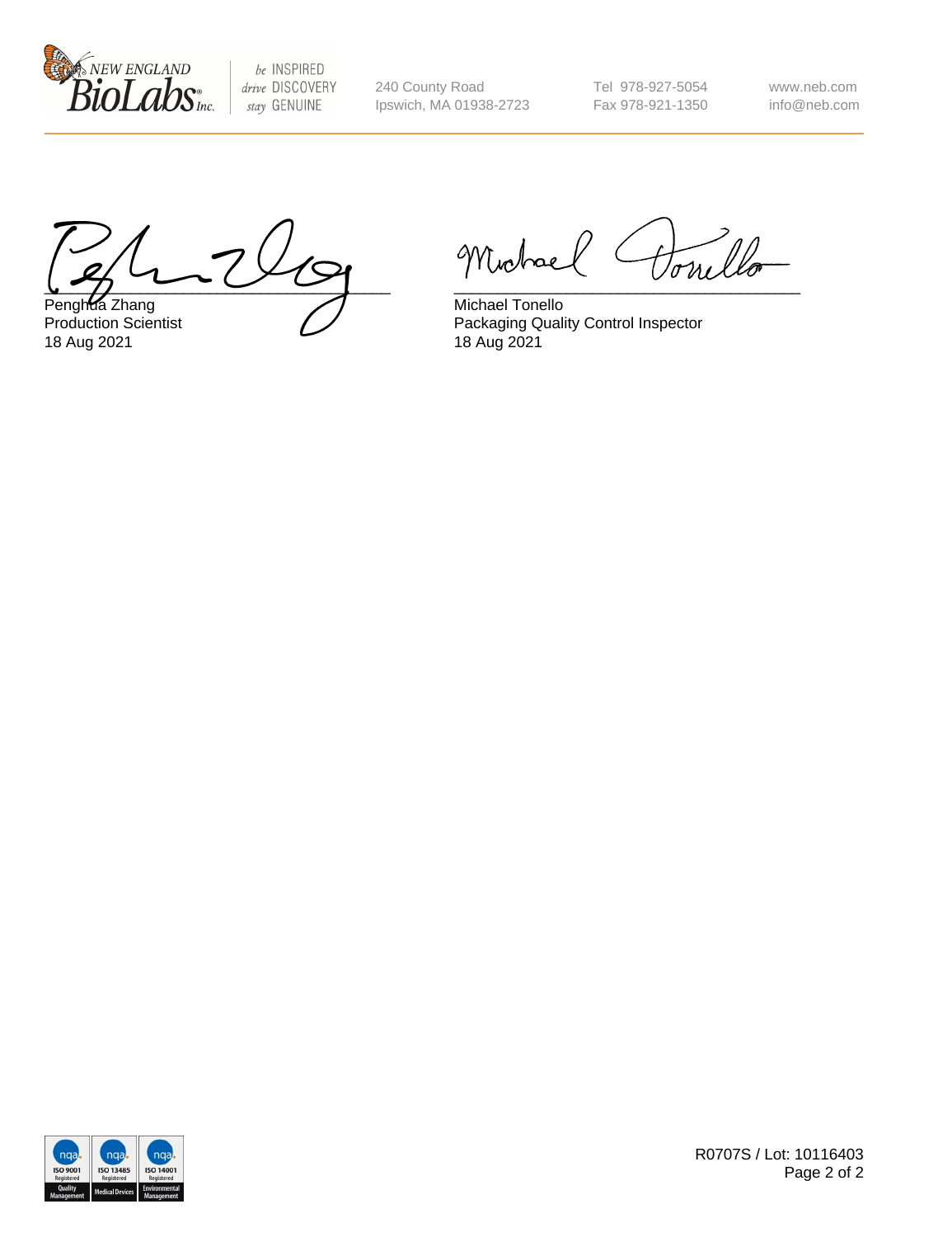Penghua Zhang
Production Scientist
18 Aug 2021

Michael Tonello
Packaging Quality Control Inspector
18 Aug 2021

R0707S / Lot: 10116403